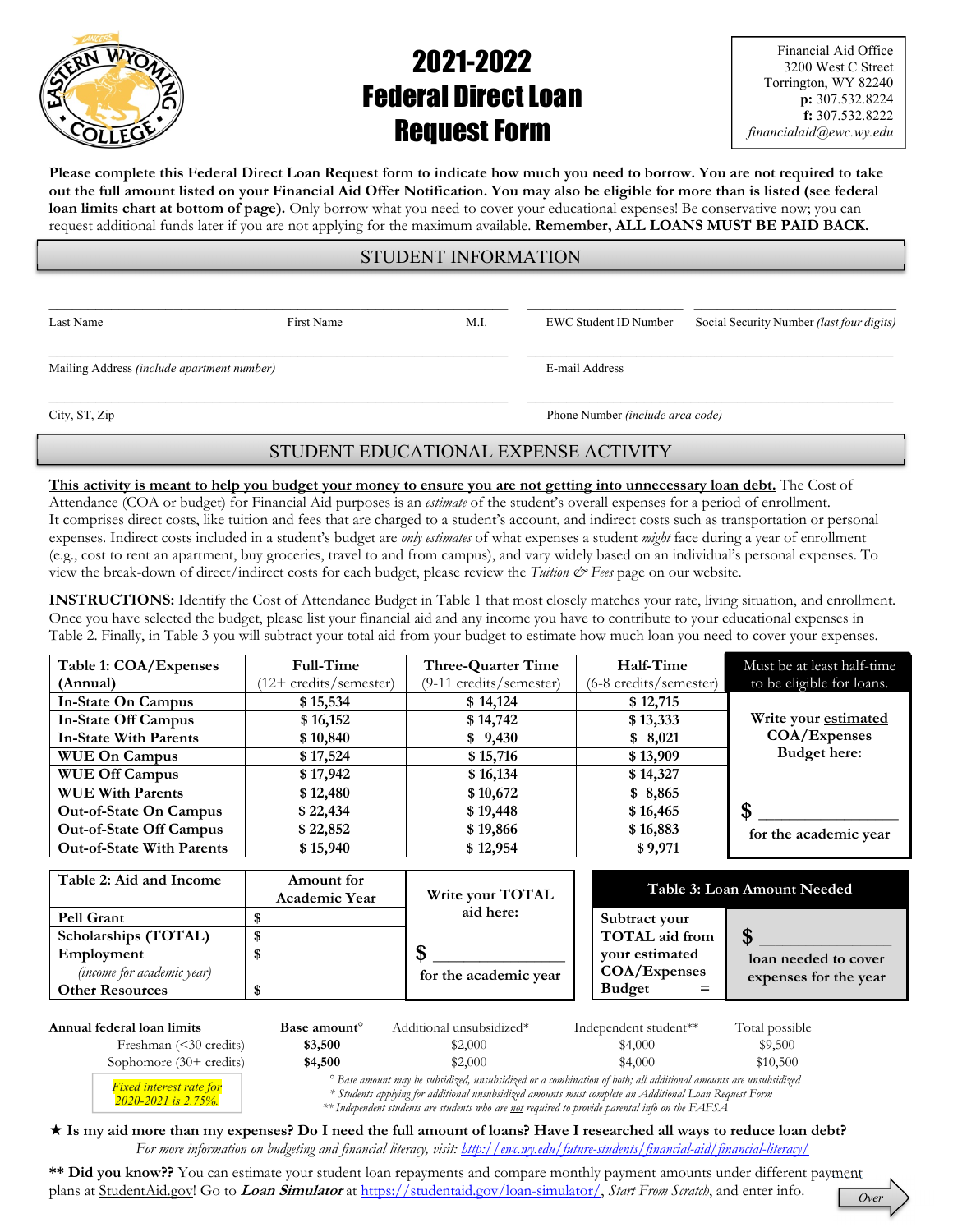# 2021-2022 Federal Direct Loan Request Form

Financial Aid Office
3200 West C Street
Torrington, WY 82240
**p:** 307.532.8224
**f:** 307.532.8222
*financialaid@ewc.wy.edu*

**Please complete this Federal Direct Loan Request form to indicate how much you need to borrow. You are not required to take out the full amount listed on your Financial Aid Offer Notification. You may also be eligible for more than is listed (see federal loan limits chart at bottom of page).** Only borrow what you need to cover your educational expenses! Be conservative now; you can request additional funds later if you are not applying for the maximum available. **Remember, ALL LOANS MUST BE PAID BACK.**

## STUDENT INFORMATION

Last Name _______________ First Name _______________ M.I. ____ EWC Student ID Number _______________ Social Security Number *(last four digits)* _______________

Mailing Address *(include apartment number)* _______________ E-mail Address _______________

City, ST, Zip _______________ Phone Number *(include area code)* _______________

## STUDENT EDUCATIONAL EXPENSE ACTIVITY

**This activity is meant to help you budget your money to ensure you are not getting into unnecessary loan debt.** The Cost of Attendance (COA or budget) for Financial Aid purposes is an *estimate* of the student's overall expenses for a period of enrollment. It comprises direct costs, like tuition and fees that are charged to a student's account, and indirect costs such as transportation or personal expenses. Indirect costs included in a student's budget are *only estimates* of what expenses a student *might* face during a year of enrollment (e.g., cost to rent an apartment, buy groceries, travel to and from campus), and vary widely based on an individual's personal expenses. To view the break-down of direct/indirect costs for each budget, please review the *Tuition & Fees* page on our website.

**INSTRUCTIONS:** Identify the Cost of Attendance Budget in Table 1 that most closely matches your rate, living situation, and enrollment. Once you have selected the budget, please list your financial aid and any income you have to contribute to your educational expenses in Table 2. Finally, in Table 3 you will subtract your total aid from your budget to estimate how much loan you need to cover your expenses.

| Table 1: COA/Expenses (Annual) | Full-Time (12+ credits/semester) | Three-Quarter Time (9-11 credits/semester) | Half-Time (6-8 credits/semester) |
|---|---|---|---|
| In-State On Campus | $ 15,534 | $ 14,124 | $ 12,715 |
| In-State Off Campus | $ 16,152 | $ 14,742 | $ 13,333 |
| In-State With Parents | $ 10,840 | $ 9,430 | $ 8,021 |
| WUE On Campus | $ 17,524 | $ 15,716 | $ 13,909 |
| WUE Off Campus | $ 17,942 | $ 16,134 | $ 14,327 |
| WUE With Parents | $ 12,480 | $ 10,672 | $ 8,865 |
| Out-of-State On Campus | $ 22,434 | $ 19,448 | $ 16,465 |
| Out-of-State Off Campus | $ 22,852 | $ 19,866 | $ 16,883 |
| Out-of-State With Parents | $ 15,940 | $ 12,954 | $ 9,971 |

Must be at least half-time to be eligible for loans.

**Write your estimated COA/Expenses Budget here:**

**$** _______________ for the academic year

| Table 2: Aid and Income | Amount for Academic Year |
|---|---|
| Pell Grant | $ |
| Scholarships (TOTAL) | $ |
| Employment *(income for academic year)* | $ |
| Other Resources | $ |

**Write your TOTAL aid here:**

**$** _______________ for the academic year

**Table 3: Loan Amount Needed**

**Subtract your TOTAL aid from your estimated COA/Expenses Budget =**

**$** _______________ loan needed to cover expenses for the year

| Annual federal loan limits | Base amount° | Additional unsubsidized* | Independent student** | Total possible |
|---|---|---|---|---|
| Freshman (<30 credits) | **$3,500** | $2,000 | $4,000 | $9,500 |
| Sophomore (30+ credits) | **$4,500** | $2,000 | $4,000 | $10,500 |

*Fixed interest rate for 2020-2021 is 2.75%.*

*° Base amount may be subsidized, unsubsidized or a combination of both; all additional amounts are unsubsidized*
*\* Students applying for additional unsubsidized amounts must complete an Additional Loan Request Form*
*\*\* Independent students are students who are not required to provide parental info on the FAFSA*

★ **Is my aid more than my expenses? Do I need the full amount of loans? Have I researched all ways to reduce loan debt?**
*For more information on budgeting and financial literacy, visit: http://ewc.wy.edu/future-students/financial-aid/financial-literacy/*

**\*\* Did you know??** You can estimate your student loan repayments and compare monthly payment amounts under different payment plans at StudentAid.gov! Go to ***Loan Simulator*** at https://studentaid.gov/loan-simulator/, *Start From Scratch*, and enter info.

*Over*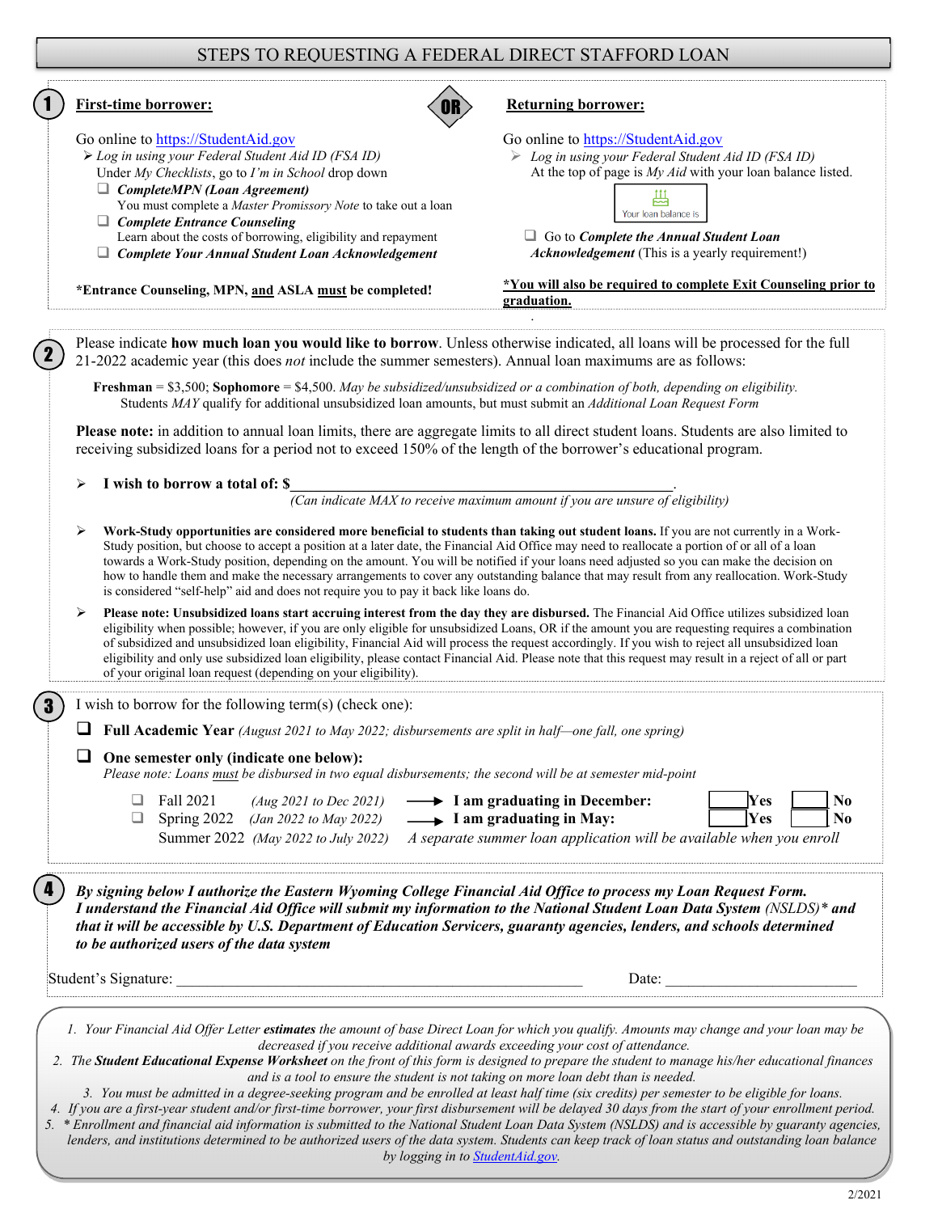# STEPS TO REQUESTING A FEDERAL DIRECT STAFFORD LOAN

**1**

**First-time borrower:**

Go online to https://StudentAid.gov

- *Log in using your Federal Student Aid ID (FSA ID)*

Under *My Checklists*, go to *I'm in School* drop down

- ❑ ***CompleteMPN (Loan Agreement)***
  You must complete a *Master Promissory Note* to take out a loan
- ❑ ***Complete Entrance Counseling***
  Learn about the costs of borrowing, eligibility and repayment
- ❑ ***Complete Your Annual Student Loan Acknowledgement***

**\*Entrance Counseling, MPN, and ASLA must be completed!**

**OR**

**Returning borrower:**

Go online to https://StudentAid.gov

- *Log in using your Federal Student Aid ID (FSA ID)*

At the top of page is *My Aid* with your loan balance listed.

Your loan balance is

- ❑ Go to ***Complete the Annual Student Loan Acknowledgement*** (This is a yearly requirement!)

**\*You will also be required to complete Exit Counseling prior to graduation.**

**2**

Please indicate **how much loan you would like to borrow**. Unless otherwise indicated, all loans will be processed for the full 21-2022 academic year (this does *not* include the summer semesters). Annual loan maximums are as follows:

**Freshman** = $3,500; **Sophomore** = $4,500. *May be subsidized/unsubsidized or a combination of both, depending on eligibility.* Students *MAY* qualify for additional unsubsidized loan amounts, but must submit an *Additional Loan Request Form*

**Please note:** in addition to annual loan limits, there are aggregate limits to all direct student loans. Students are also limited to receiving subsidized loans for a period not to exceed 150% of the length of the borrower's educational program.

- **I wish to borrow a total of: $**\_\_\_\_\_\_\_\_\_\_\_\_\_\_\_\_\_\_\_\_\_\_\_\_\_\_\_\_\_\_\_\_\_\_.
  *(Can indicate MAX to receive maximum amount if you are unsure of eligibility)*

- **Work-Study opportunities are considered more beneficial to students than taking out student loans.** If you are not currently in a Work-Study position, but choose to accept a position at a later date, the Financial Aid Office may need to reallocate a portion of or all of a loan towards a Work-Study position, depending on the amount. You will be notified if your loans need adjusted so you can make the decision on how to handle them and make the necessary arrangements to cover any outstanding balance that may result from any reallocation. Work-Study is considered "self-help" aid and does not require you to pay it back like loans do.

- **Please note: Unsubsidized loans start accruing interest from the day they are disbursed.** The Financial Aid Office utilizes subsidized loan eligibility when possible; however, if you are only eligible for unsubsidized Loans, OR if the amount you are requesting requires a combination of subsidized and unsubsidized loan eligibility, Financial Aid will process the request accordingly. If you wish to reject all unsubsidized loan eligibility and only use subsidized loan eligibility, please contact Financial Aid. Please note that this request may result in a reject of all or part of your original loan request (depending on your eligibility).

**3**

I wish to borrow for the following term(s) (check one):

❑ **Full Academic Year** *(August 2021 to May 2022; disbursements are split in half—one fall, one spring)*

❑ **One semester only (indicate one below):**
*Please note: Loans must be disbursed in two equal disbursements; the second will be at semester mid-point*

- ❑ Fall 2021 *(Aug 2021 to Dec 2021)* → **I am graduating in December:** ☐ **Yes** ☐ **No**
- ❑ Spring 2022 *(Jan 2022 to May 2022)* → **I am graduating in May:** ☐ **Yes** ☐ **No**
- Summer 2022 *(May 2022 to July 2022)* *A separate summer loan application will be available when you enroll*

**4**

***By signing below I authorize the Eastern Wyoming College Financial Aid Office to process my Loan Request Form. I understand the Financial Aid Office will submit my information to the National Student Loan Data System** (NSLDS)\* **and that it will be accessible by U.S. Department of Education Servicers, guaranty agencies, lenders, and schools determined to be authorized users of the data system***

Student's Signature: \_\_\_\_\_\_\_\_\_\_\_\_\_\_\_\_\_\_\_\_\_\_\_\_\_\_\_\_\_\_\_\_\_\_ Date: \_\_\_\_\_\_\_\_\_\_\_\_\_\_\_\_\_\_

1. *Your Financial Aid Offer Letter* ***estimates*** *the amount of base Direct Loan for which you qualify. Amounts may change and your loan may be decreased if you receive additional awards exceeding your cost of attendance.*
2. *The* ***Student Educational Expense Worksheet*** *on the front of this form is designed to prepare the student to manage his/her educational finances and is a tool to ensure the student is not taking on more loan debt than is needed.*
3. *You must be admitted in a degree-seeking program and be enrolled at least half time (six credits) per semester to be eligible for loans.*
4. *If you are a first-year student and/or first-time borrower, your first disbursement will be delayed 30 days from the start of your enrollment period.*
5. *\* Enrollment and financial aid information is submitted to the National Student Loan Data System (NSLDS) and is accessible by guaranty agencies, lenders, and institutions determined to be authorized users of the data system. Students can keep track of loan status and outstanding loan balance by logging in to StudentAid.gov.*

2/2021